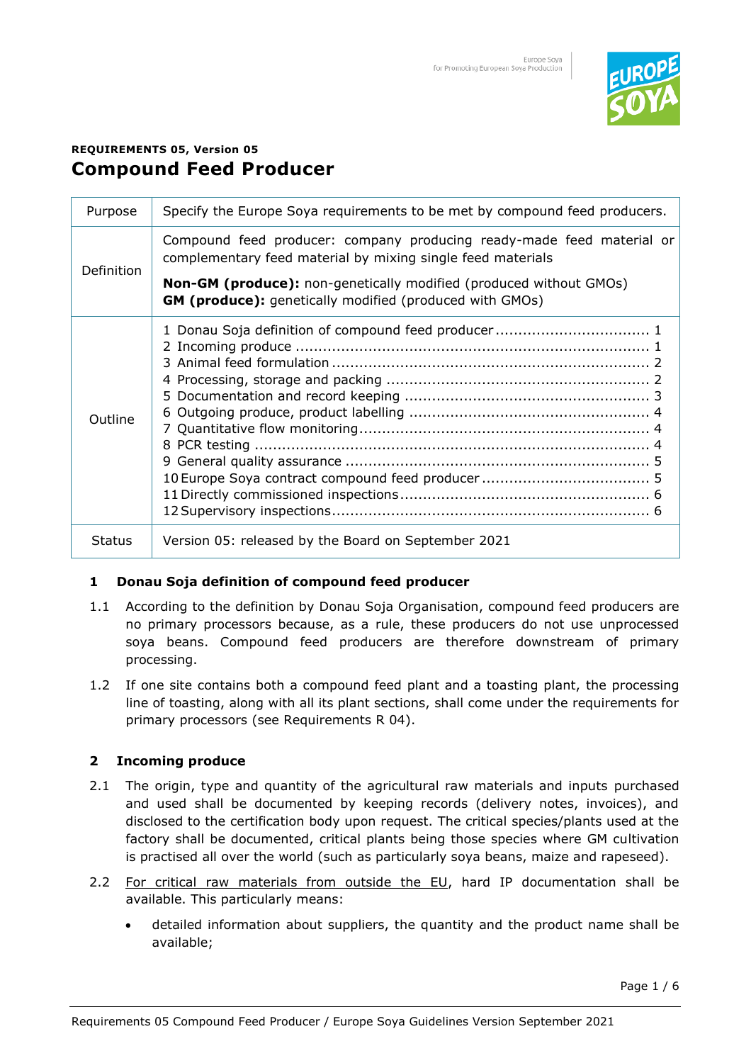**REQUIREMENTS 05, Version 05**

# Compound Feed Producer

| | |
|---|---|
| Purpose | Specify the Europe Soya requirements to be met by compound feed producers. |
| Definition | Compound feed producer: company producing ready-made feed material or complementary feed material by mixing single feed materials<br><br>**Non-GM (produce):** non-genetically modified (produced without GMOs)<br>**GM (produce):** genetically modified (produced with GMOs) |
| Outline | 1 Donau Soja definition of compound feed producer ... 1<br>2 Incoming produce ... 1<br>3 Animal feed formulation ... 2<br>4 Processing, storage and packing ... 2<br>5 Documentation and record keeping ... 3<br>6 Outgoing produce, product labelling ... 4<br>7 Quantitative flow monitoring ... 4<br>8 PCR testing ... 4<br>9 General quality assurance ... 5<br>10 Europe Soya contract compound feed producer ... 5<br>11 Directly commissioned inspections ... 6<br>12 Supervisory inspections ... 6 |
| Status | Version 05: released by the Board on September 2021 |

## 1 Donau Soja definition of compound feed producer

1.1 According to the definition by Donau Soja Organisation, compound feed producers are no primary processors because, as a rule, these producers do not use unprocessed soya beans. Compound feed producers are therefore downstream of primary processing.

1.2 If one site contains both a compound feed plant and a toasting plant, the processing line of toasting, along with all its plant sections, shall come under the requirements for primary processors (see Requirements R 04).

## 2 Incoming produce

2.1 The origin, type and quantity of the agricultural raw materials and inputs purchased and used shall be documented by keeping records (delivery notes, invoices), and disclosed to the certification body upon request. The critical species/plants used at the factory shall be documented, critical plants being those species where GM cultivation is practised all over the world (such as particularly soya beans, maize and rapeseed).

2.2 <u>For critical raw materials from outside the EU</u>, hard IP documentation shall be available. This particularly means:

- detailed information about suppliers, the quantity and the product name shall be available;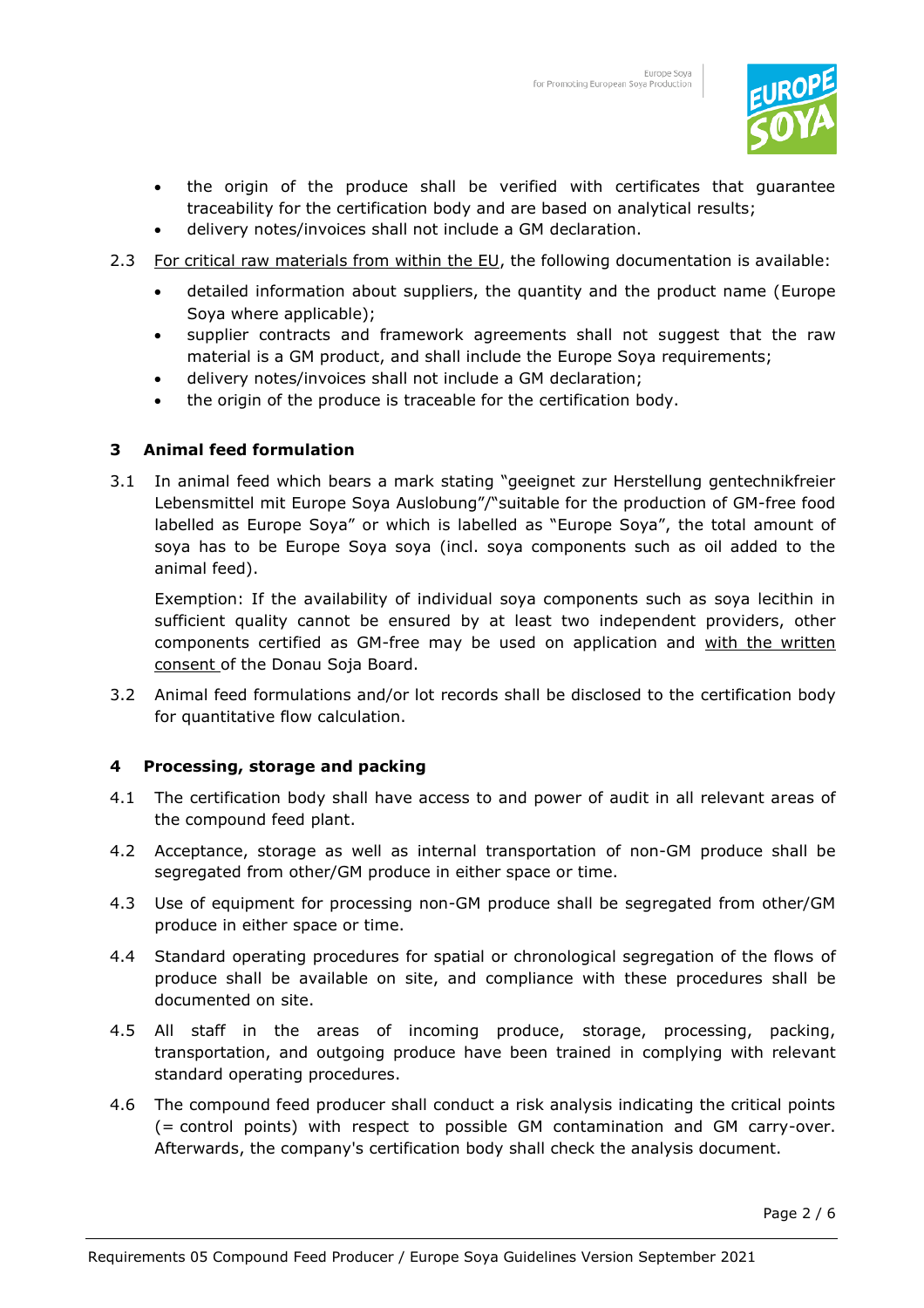- the origin of the produce shall be verified with certificates that guarantee traceability for the certification body and are based on analytical results;
- delivery notes/invoices shall not include a GM declaration.

2.3 <u>For critical raw materials from within the EU</u>, the following documentation is available:

- detailed information about suppliers, the quantity and the product name (Europe Soya where applicable);
- supplier contracts and framework agreements shall not suggest that the raw material is a GM product, and shall include the Europe Soya requirements;
- delivery notes/invoices shall not include a GM declaration;
- the origin of the produce is traceable for the certification body.

## 3 Animal feed formulation

3.1 In animal feed which bears a mark stating "geeignet zur Herstellung gentechnikfreier Lebensmittel mit Europe Soya Auslobung"/"suitable for the production of GM-free food labelled as Europe Soya" or which is labelled as "Europe Soya", the total amount of soya has to be Europe Soya soya (incl. soya components such as oil added to the animal feed).

Exemption: If the availability of individual soya components such as soya lecithin in sufficient quality cannot be ensured by at least two independent providers, other components certified as GM-free may be used on application and <u>with the written consent</u> of the Donau Soja Board.

3.2 Animal feed formulations and/or lot records shall be disclosed to the certification body for quantitative flow calculation.

## 4 Processing, storage and packing

4.1 The certification body shall have access to and power of audit in all relevant areas of the compound feed plant.

4.2 Acceptance, storage as well as internal transportation of non-GM produce shall be segregated from other/GM produce in either space or time.

4.3 Use of equipment for processing non-GM produce shall be segregated from other/GM produce in either space or time.

4.4 Standard operating procedures for spatial or chronological segregation of the flows of produce shall be available on site, and compliance with these procedures shall be documented on site.

4.5 All staff in the areas of incoming produce, storage, processing, packing, transportation, and outgoing produce have been trained in complying with relevant standard operating procedures.

4.6 The compound feed producer shall conduct a risk analysis indicating the critical points (= control points) with respect to possible GM contamination and GM carry-over. Afterwards, the company's certification body shall check the analysis document.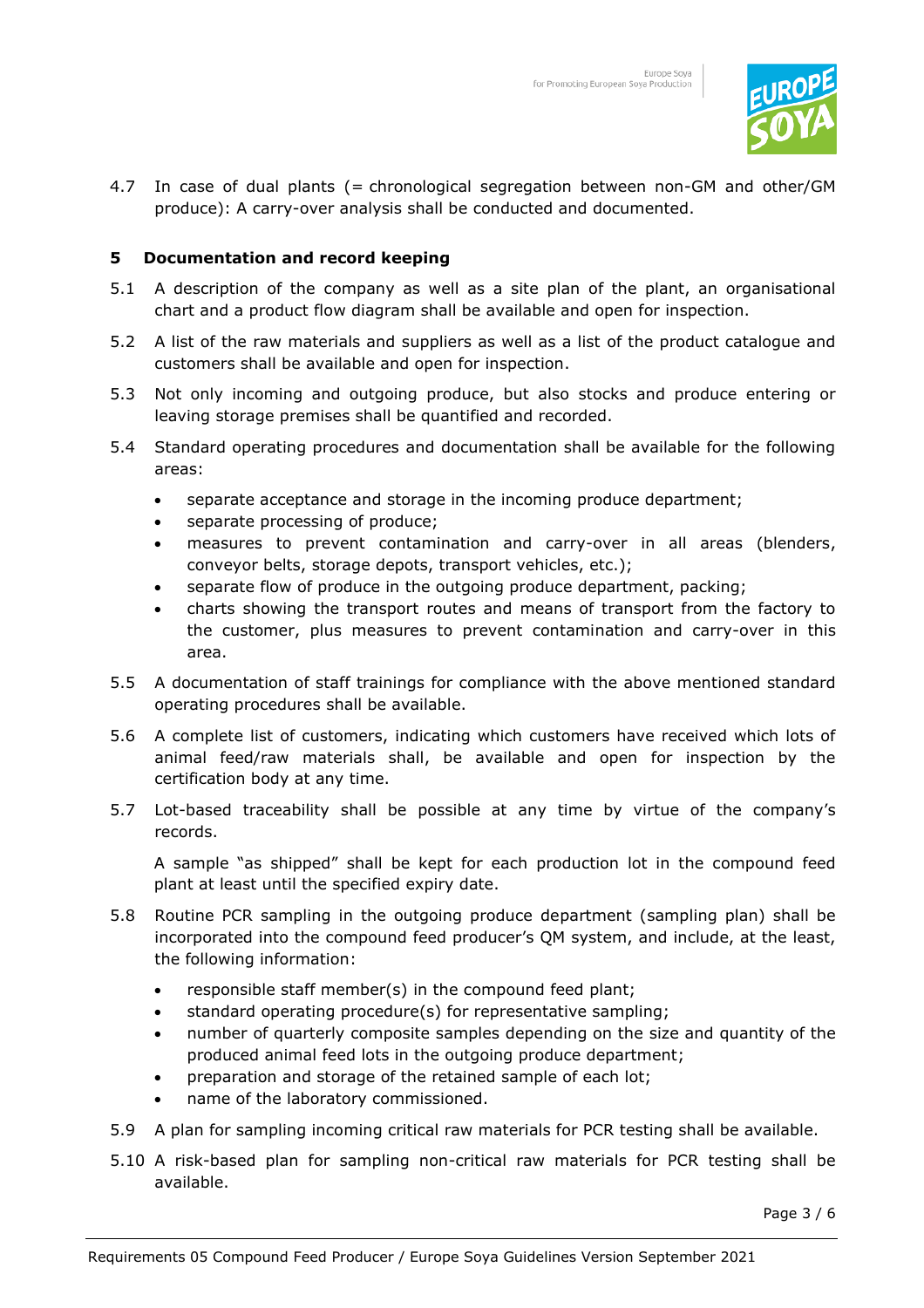4.7 In case of dual plants (= chronological segregation between non-GM and other/GM produce): A carry-over analysis shall be conducted and documented.

## 5 Documentation and record keeping

5.1 A description of the company as well as a site plan of the plant, an organisational chart and a product flow diagram shall be available and open for inspection.

5.2 A list of the raw materials and suppliers as well as a list of the product catalogue and customers shall be available and open for inspection.

5.3 Not only incoming and outgoing produce, but also stocks and produce entering or leaving storage premises shall be quantified and recorded.

5.4 Standard operating procedures and documentation shall be available for the following areas:

- separate acceptance and storage in the incoming produce department;
- separate processing of produce;
- measures to prevent contamination and carry-over in all areas (blenders, conveyor belts, storage depots, transport vehicles, etc.);
- separate flow of produce in the outgoing produce department, packing;
- charts showing the transport routes and means of transport from the factory to the customer, plus measures to prevent contamination and carry-over in this area.

5.5 A documentation of staff trainings for compliance with the above mentioned standard operating procedures shall be available.

5.6 A complete list of customers, indicating which customers have received which lots of animal feed/raw materials shall, be available and open for inspection by the certification body at any time.

5.7 Lot-based traceability shall be possible at any time by virtue of the company's records.

A sample "as shipped" shall be kept for each production lot in the compound feed plant at least until the specified expiry date.

5.8 Routine PCR sampling in the outgoing produce department (sampling plan) shall be incorporated into the compound feed producer's QM system, and include, at the least, the following information:

- responsible staff member(s) in the compound feed plant;
- standard operating procedure(s) for representative sampling;
- number of quarterly composite samples depending on the size and quantity of the produced animal feed lots in the outgoing produce department;
- preparation and storage of the retained sample of each lot;
- name of the laboratory commissioned.

5.9 A plan for sampling incoming critical raw materials for PCR testing shall be available.

5.10 A risk-based plan for sampling non-critical raw materials for PCR testing shall be available.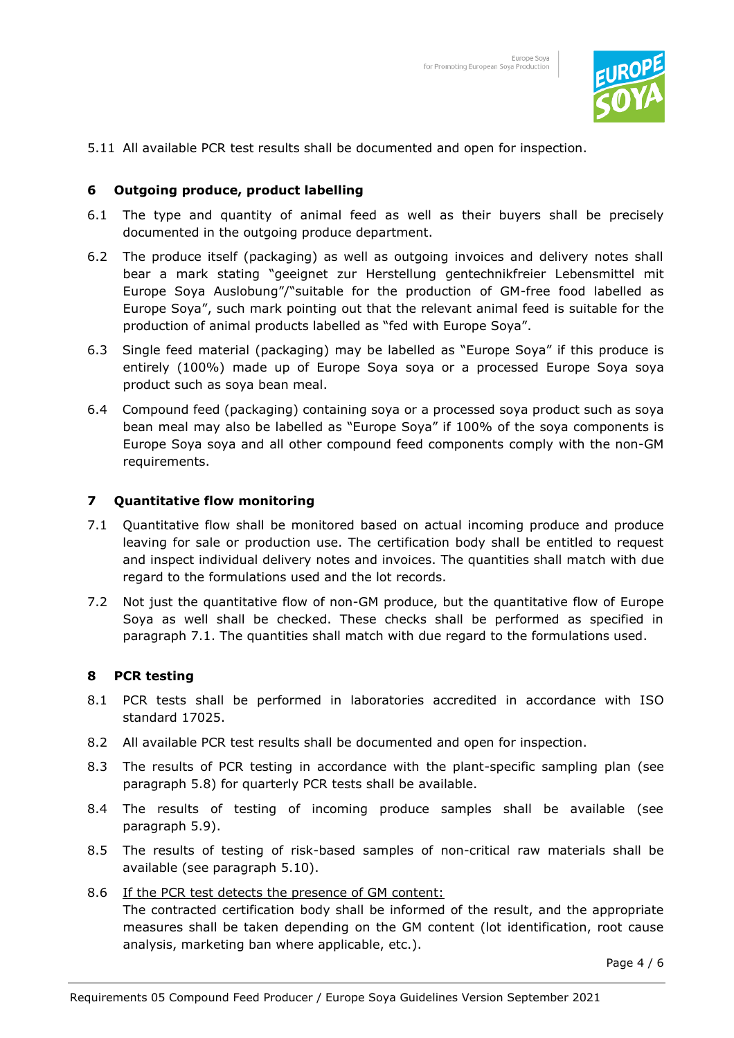5.11 All available PCR test results shall be documented and open for inspection.

## 6 Outgoing produce, product labelling

6.1 The type and quantity of animal feed as well as their buyers shall be precisely documented in the outgoing produce department.

6.2 The produce itself (packaging) as well as outgoing invoices and delivery notes shall bear a mark stating "geeignet zur Herstellung gentechnikfreier Lebensmittel mit Europe Soya Auslobung"/"suitable for the production of GM-free food labelled as Europe Soya", such mark pointing out that the relevant animal feed is suitable for the production of animal products labelled as "fed with Europe Soya".

6.3 Single feed material (packaging) may be labelled as "Europe Soya" if this produce is entirely (100%) made up of Europe Soya soya or a processed Europe Soya soya product such as soya bean meal.

6.4 Compound feed (packaging) containing soya or a processed soya product such as soya bean meal may also be labelled as "Europe Soya" if 100% of the soya components is Europe Soya soya and all other compound feed components comply with the non-GM requirements.

## 7 Quantitative flow monitoring

7.1 Quantitative flow shall be monitored based on actual incoming produce and produce leaving for sale or production use. The certification body shall be entitled to request and inspect individual delivery notes and invoices. The quantities shall match with due regard to the formulations used and the lot records.

7.2 Not just the quantitative flow of non-GM produce, but the quantitative flow of Europe Soya as well shall be checked. These checks shall be performed as specified in paragraph 7.1. The quantities shall match with due regard to the formulations used.

## 8 PCR testing

8.1 PCR tests shall be performed in laboratories accredited in accordance with ISO standard 17025.

8.2 All available PCR test results shall be documented and open for inspection.

8.3 The results of PCR testing in accordance with the plant-specific sampling plan (see paragraph 5.8) for quarterly PCR tests shall be available.

8.4 The results of testing of incoming produce samples shall be available (see paragraph 5.9).

8.5 The results of testing of risk-based samples of non-critical raw materials shall be available (see paragraph 5.10).

8.6 If the PCR test detects the presence of GM content:
The contracted certification body shall be informed of the result, and the appropriate measures shall be taken depending on the GM content (lot identification, root cause analysis, marketing ban where applicable, etc.).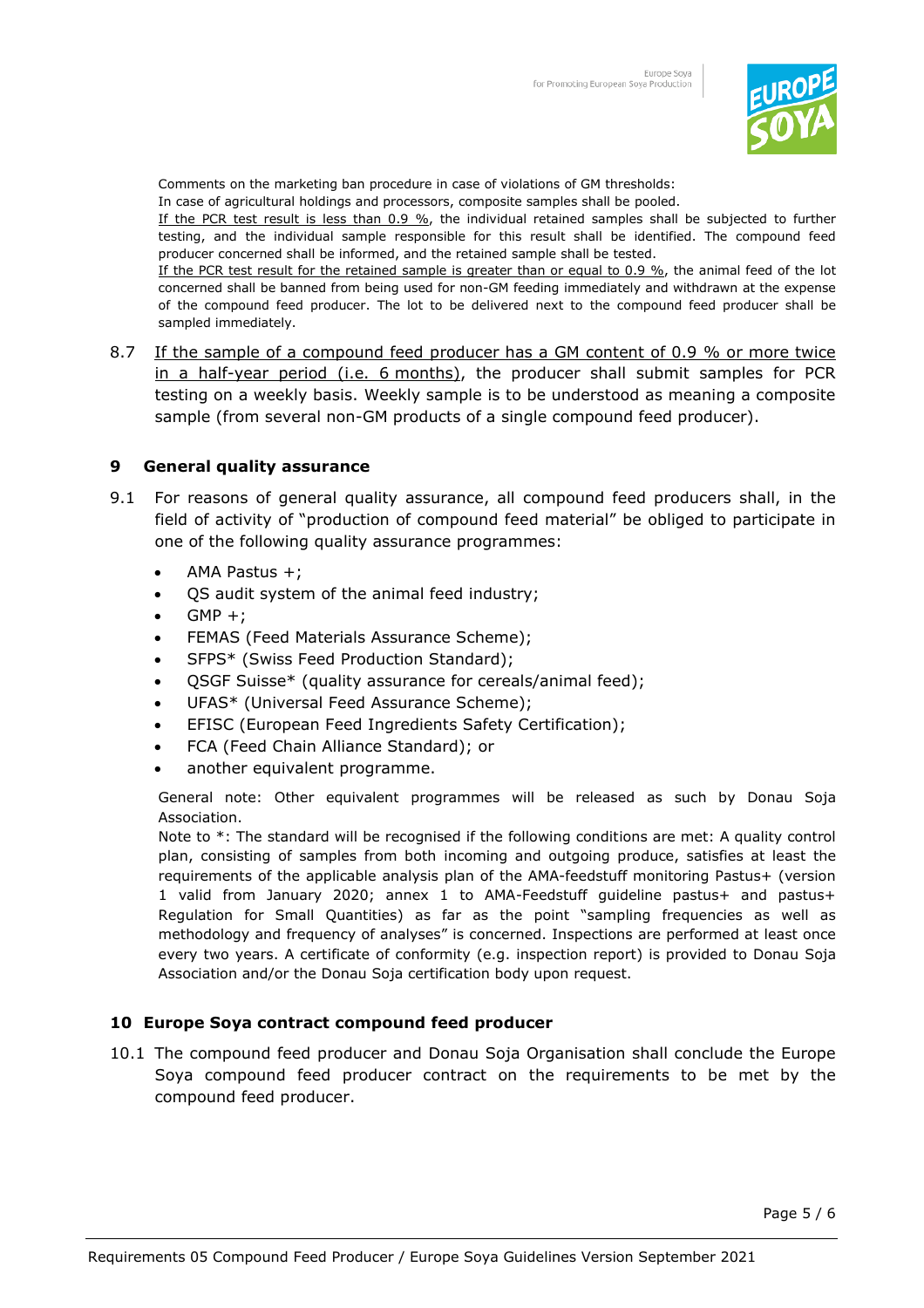Comments on the marketing ban procedure in case of violations of GM thresholds:
In case of agricultural holdings and processors, composite samples shall be pooled.
If the PCR test result is less than 0.9 %, the individual retained samples shall be subjected to further testing, and the individual sample responsible for this result shall be identified. The compound feed producer concerned shall be informed, and the retained sample shall be tested.
If the PCR test result for the retained sample is greater than or equal to 0.9 %, the animal feed of the lot concerned shall be banned from being used for non-GM feeding immediately and withdrawn at the expense of the compound feed producer. The lot to be delivered next to the compound feed producer shall be sampled immediately.

8.7 If the sample of a compound feed producer has a GM content of 0.9 % or more twice in a half-year period (i.e. 6 months), the producer shall submit samples for PCR testing on a weekly basis. Weekly sample is to be understood as meaning a composite sample (from several non-GM products of a single compound feed producer).

## 9 General quality assurance

9.1 For reasons of general quality assurance, all compound feed producers shall, in the field of activity of "production of compound feed material" be obliged to participate in one of the following quality assurance programmes:

- AMA Pastus +;
- QS audit system of the animal feed industry;
- GMP +;
- FEMAS (Feed Materials Assurance Scheme);
- SFPS* (Swiss Feed Production Standard);
- QSGF Suisse* (quality assurance for cereals/animal feed);
- UFAS* (Universal Feed Assurance Scheme);
- EFISC (European Feed Ingredients Safety Certification);
- FCA (Feed Chain Alliance Standard); or
- another equivalent programme.

General note: Other equivalent programmes will be released as such by Donau Soja Association.
Note to *: The standard will be recognised if the following conditions are met: A quality control plan, consisting of samples from both incoming and outgoing produce, satisfies at least the requirements of the applicable analysis plan of the AMA-feedstuff monitoring Pastus+ (version 1 valid from January 2020; annex 1 to AMA-Feedstuff guideline pastus+ and pastus+ Regulation for Small Quantities) as far as the point "sampling frequencies as well as methodology and frequency of analyses" is concerned. Inspections are performed at least once every two years. A certificate of conformity (e.g. inspection report) is provided to Donau Soja Association and/or the Donau Soja certification body upon request.

## 10 Europe Soya contract compound feed producer

10.1 The compound feed producer and Donau Soja Organisation shall conclude the Europe Soya compound feed producer contract on the requirements to be met by the compound feed producer.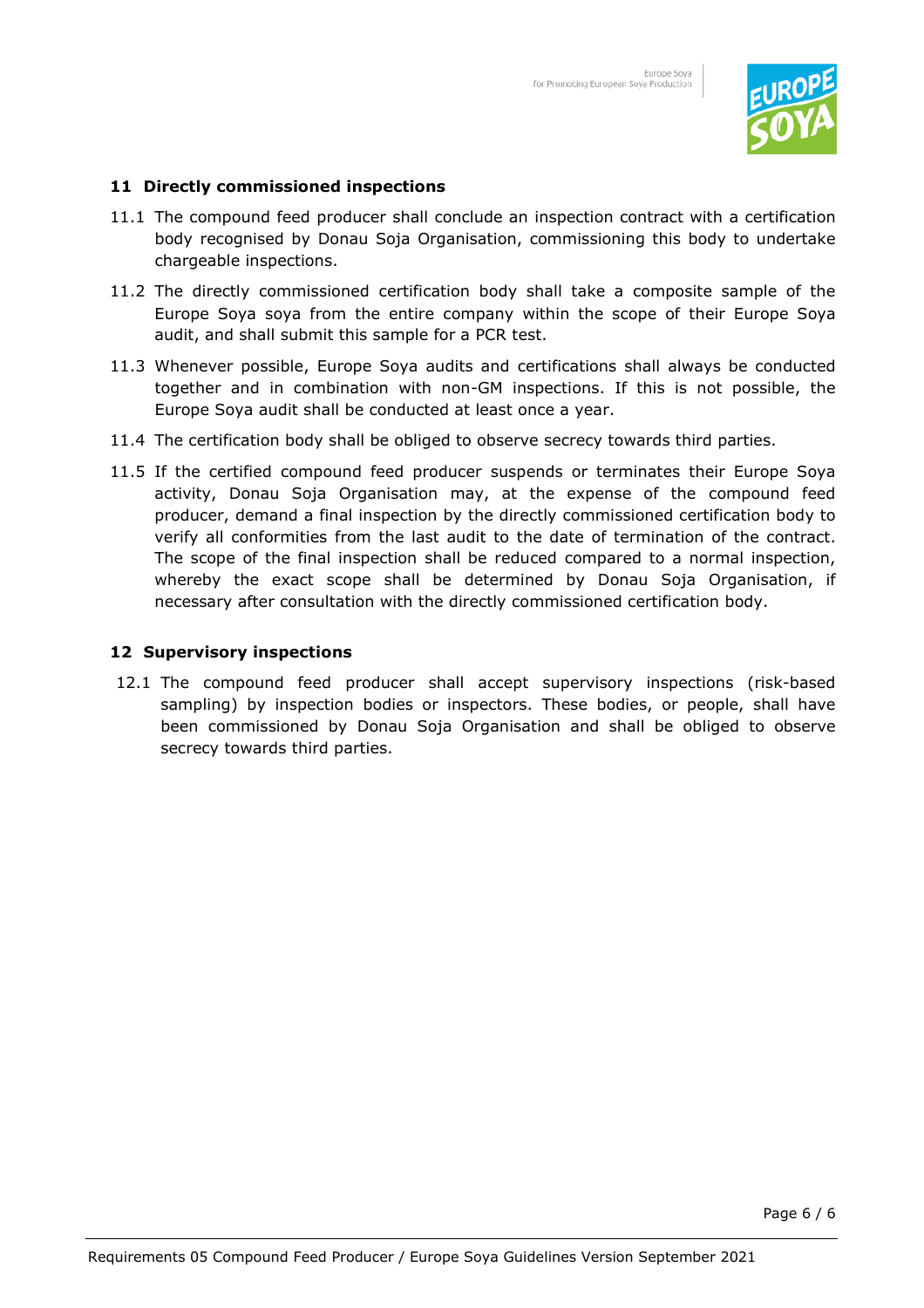## 11 Directly commissioned inspections

11.1 The compound feed producer shall conclude an inspection contract with a certification body recognised by Donau Soja Organisation, commissioning this body to undertake chargeable inspections.

11.2 The directly commissioned certification body shall take a composite sample of the Europe Soya soya from the entire company within the scope of their Europe Soya audit, and shall submit this sample for a PCR test.

11.3 Whenever possible, Europe Soya audits and certifications shall always be conducted together and in combination with non-GM inspections. If this is not possible, the Europe Soya audit shall be conducted at least once a year.

11.4 The certification body shall be obliged to observe secrecy towards third parties.

11.5 If the certified compound feed producer suspends or terminates their Europe Soya activity, Donau Soja Organisation may, at the expense of the compound feed producer, demand a final inspection by the directly commissioned certification body to verify all conformities from the last audit to the date of termination of the contract. The scope of the final inspection shall be reduced compared to a normal inspection, whereby the exact scope shall be determined by Donau Soja Organisation, if necessary after consultation with the directly commissioned certification body.

## 12 Supervisory inspections

12.1 The compound feed producer shall accept supervisory inspections (risk-based sampling) by inspection bodies or inspectors. These bodies, or people, shall have been commissioned by Donau Soja Organisation and shall be obliged to observe secrecy towards third parties.